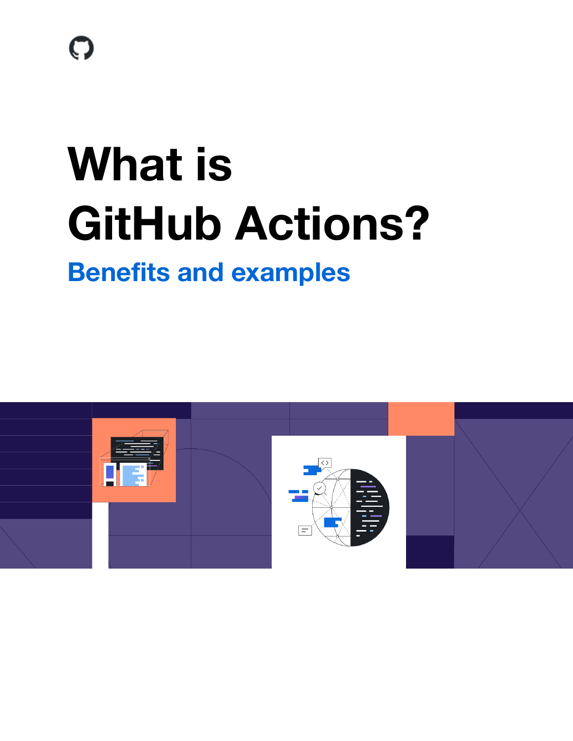# What is GitHub Actions?

## Benefits and examples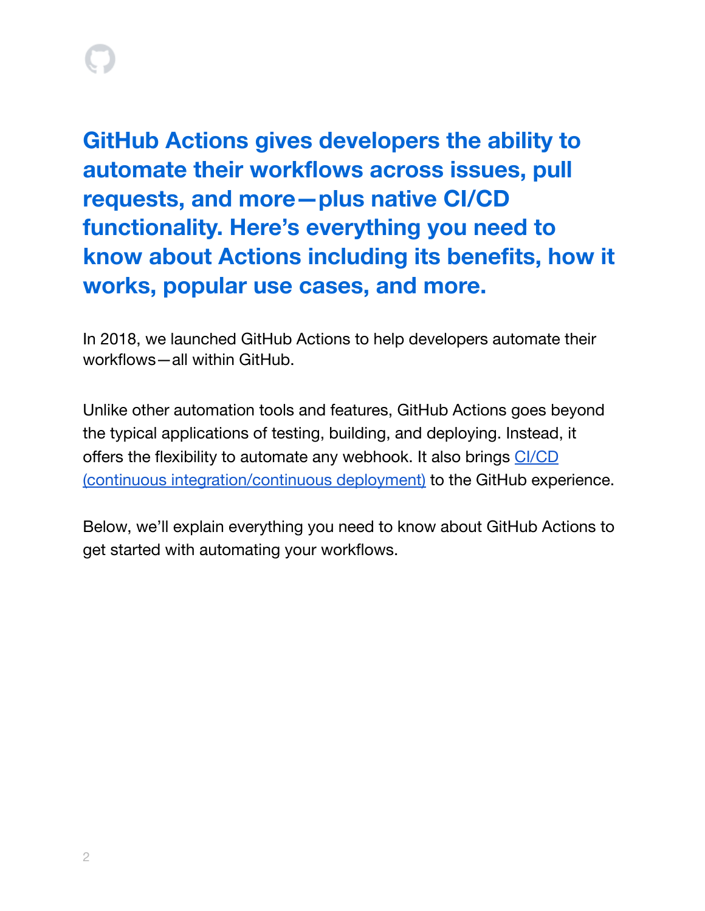## GitHub Actions gives developers the ability to automate their workflows across issues, pull requests, and more—plus native CI/CD functionality. Here's everything you need to know about Actions including its benefits, how it works, popular use cases, and more.

In 2018, we launched GitHub Actions to help developers automate their workflows—all within GitHub.

Unlike other automation tools and features, GitHub Actions goes beyond the typical applications of testing, building, and deploying. Instead, it offers the flexibility to automate any webhook. It also brings CI/CD (continuous integration/continuous deployment) to the GitHub experience.

Below, we'll explain everything you need to know about GitHub Actions to get started with automating your workflows.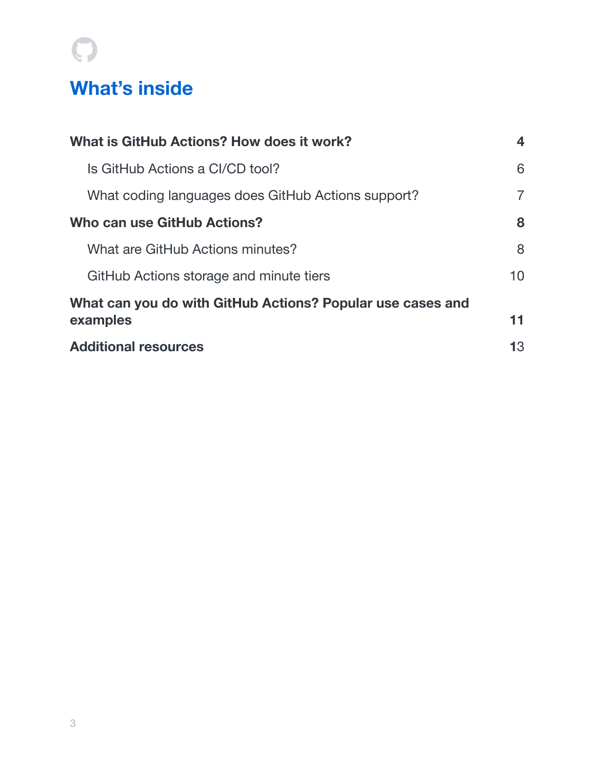# What's inside

| | |
|---|---|
| **What is GitHub Actions? How does it work?** | **4** |
| Is GitHub Actions a CI/CD tool? | 6 |
| What coding languages does GitHub Actions support? | 7 |
| **Who can use GitHub Actions?** | **8** |
| What are GitHub Actions minutes? | 8 |
| GitHub Actions storage and minute tiers | 10 |
| **What can you do with GitHub Actions? Popular use cases and examples** | **11** |
| **Additional resources** | **13** |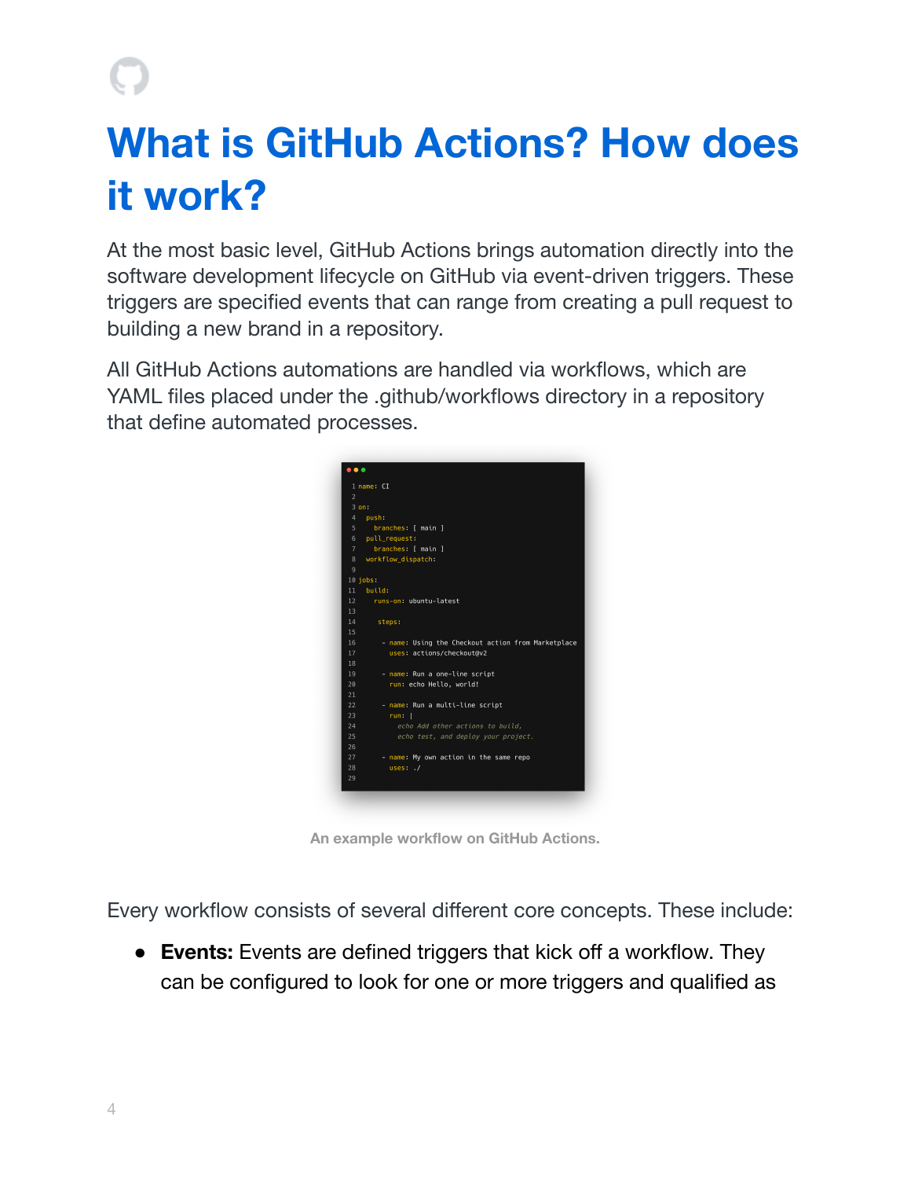# What is GitHub Actions? How does it work?

At the most basic level, GitHub Actions brings automation directly into the software development lifecycle on GitHub via event-driven triggers. These triggers are specified events that can range from creating a pull request to building a new brand in a repository.

All GitHub Actions automations are handled via workflows, which are YAML files placed under the .github/workflows directory in a repository that define automated processes.

```yaml
name: CI

on:
  push:
    branches: [ main ]
  pull_request:
    branches: [ main ]
  workflow_dispatch:

jobs:
  build:
    runs-on: ubuntu-latest

    steps:

      - name: Using the Checkout action from Marketplace
        uses: actions/checkout@v2

      - name: Run a one-line script
        run: echo Hello, world!

      - name: Run a multi-line script
        run: |
          echo Add other actions to build,
          echo test, and deploy your project.

      - name: My own action in the same repo
        uses: ./
```

An example workflow on GitHub Actions.

Every workflow consists of several different core concepts. These include:

- **Events:** Events are defined triggers that kick off a workflow. They can be configured to look for one or more triggers and qualified as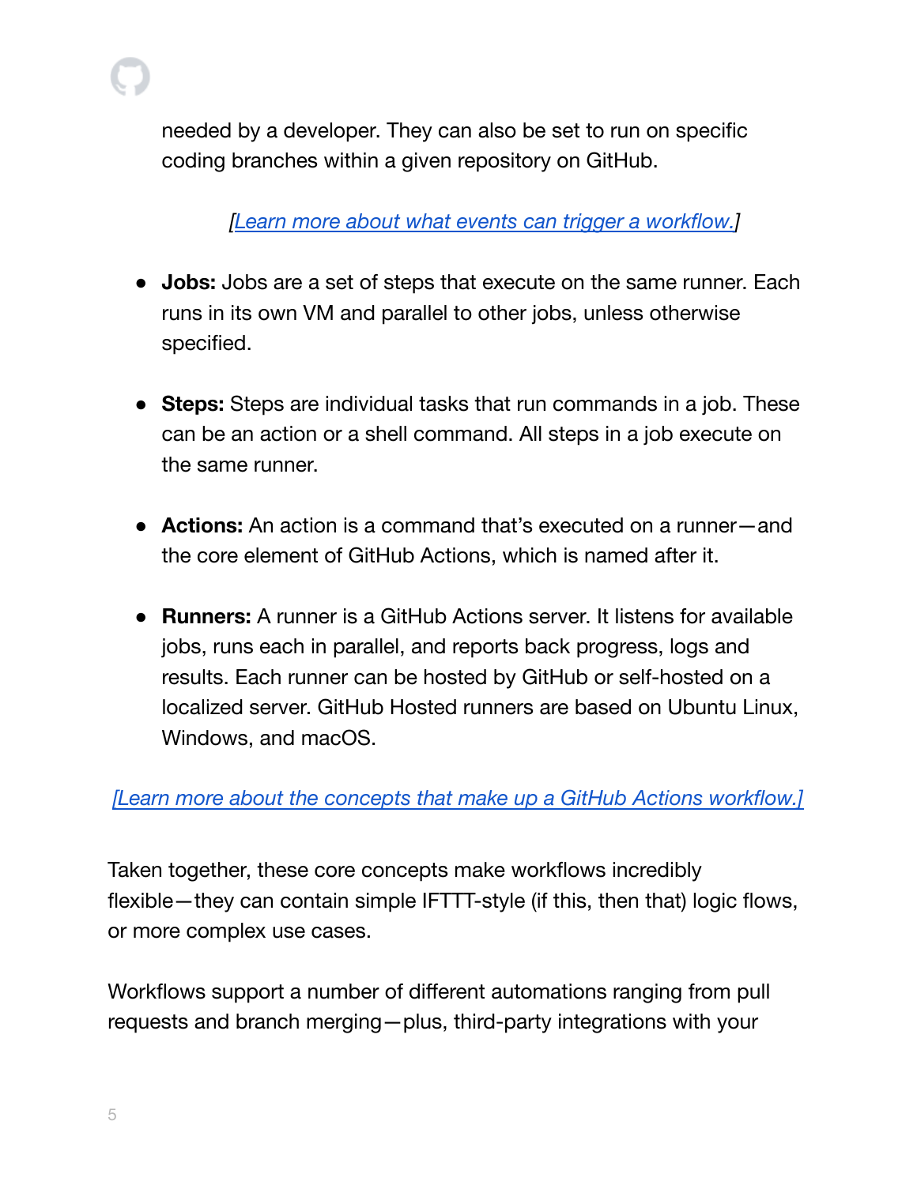needed by a developer. They can also be set to run on specific coding branches within a given repository on GitHub.

*[Learn more about what events can trigger a workflow.]*

- **Jobs:** Jobs are a set of steps that execute on the same runner. Each runs in its own VM and parallel to other jobs, unless otherwise specified.

- **Steps:** Steps are individual tasks that run commands in a job. These can be an action or a shell command. All steps in a job execute on the same runner.

- **Actions:** An action is a command that's executed on a runner—and the core element of GitHub Actions, which is named after it.

- **Runners:** A runner is a GitHub Actions server. It listens for available jobs, runs each in parallel, and reports back progress, logs and results. Each runner can be hosted by GitHub or self-hosted on a localized server. GitHub Hosted runners are based on Ubuntu Linux, Windows, and macOS.

*[Learn more about the concepts that make up a GitHub Actions workflow.]*

Taken together, these core concepts make workflows incredibly flexible—they can contain simple IFTTT-style (if this, then that) logic flows, or more complex use cases.

Workflows support a number of different automations ranging from pull requests and branch merging—plus, third-party integrations with your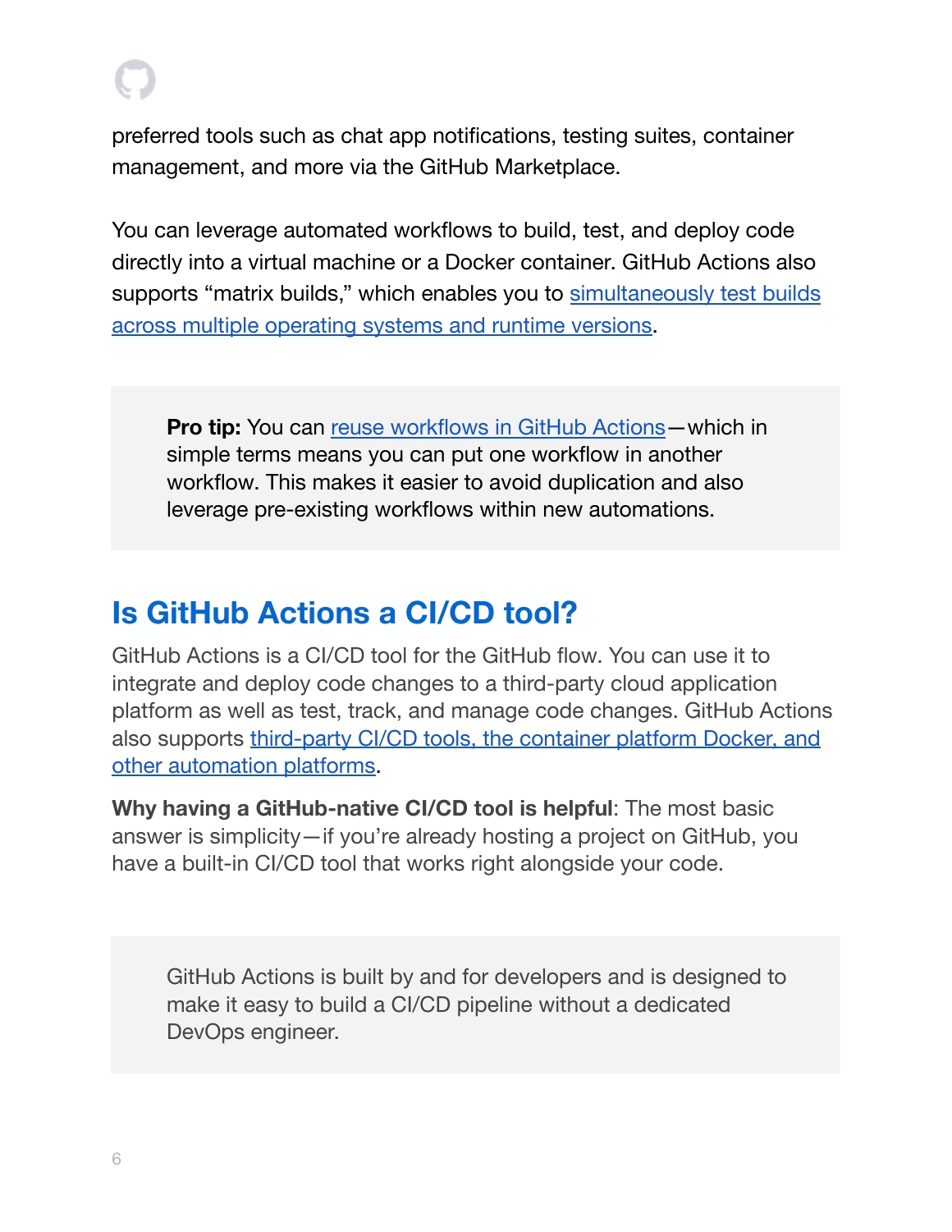preferred tools such as chat app notifications, testing suites, container management, and more via the GitHub Marketplace.

You can leverage automated workflows to build, test, and deploy code directly into a virtual machine or a Docker container. GitHub Actions also supports "matrix builds," which enables you to simultaneously test builds across multiple operating systems and runtime versions.

> **Pro tip:** You can reuse workflows in GitHub Actions—which in simple terms means you can put one workflow in another workflow. This makes it easier to avoid duplication and also leverage pre-existing workflows within new automations.

## Is GitHub Actions a CI/CD tool?

GitHub Actions is a CI/CD tool for the GitHub flow. You can use it to integrate and deploy code changes to a third-party cloud application platform as well as test, track, and manage code changes. GitHub Actions also supports third-party CI/CD tools, the container platform Docker, and other automation platforms.

**Why having a GitHub-native CI/CD tool is helpful**: The most basic answer is simplicity—if you're already hosting a project on GitHub, you have a built-in CI/CD tool that works right alongside your code.

> GitHub Actions is built by and for developers and is designed to make it easy to build a CI/CD pipeline without a dedicated DevOps engineer.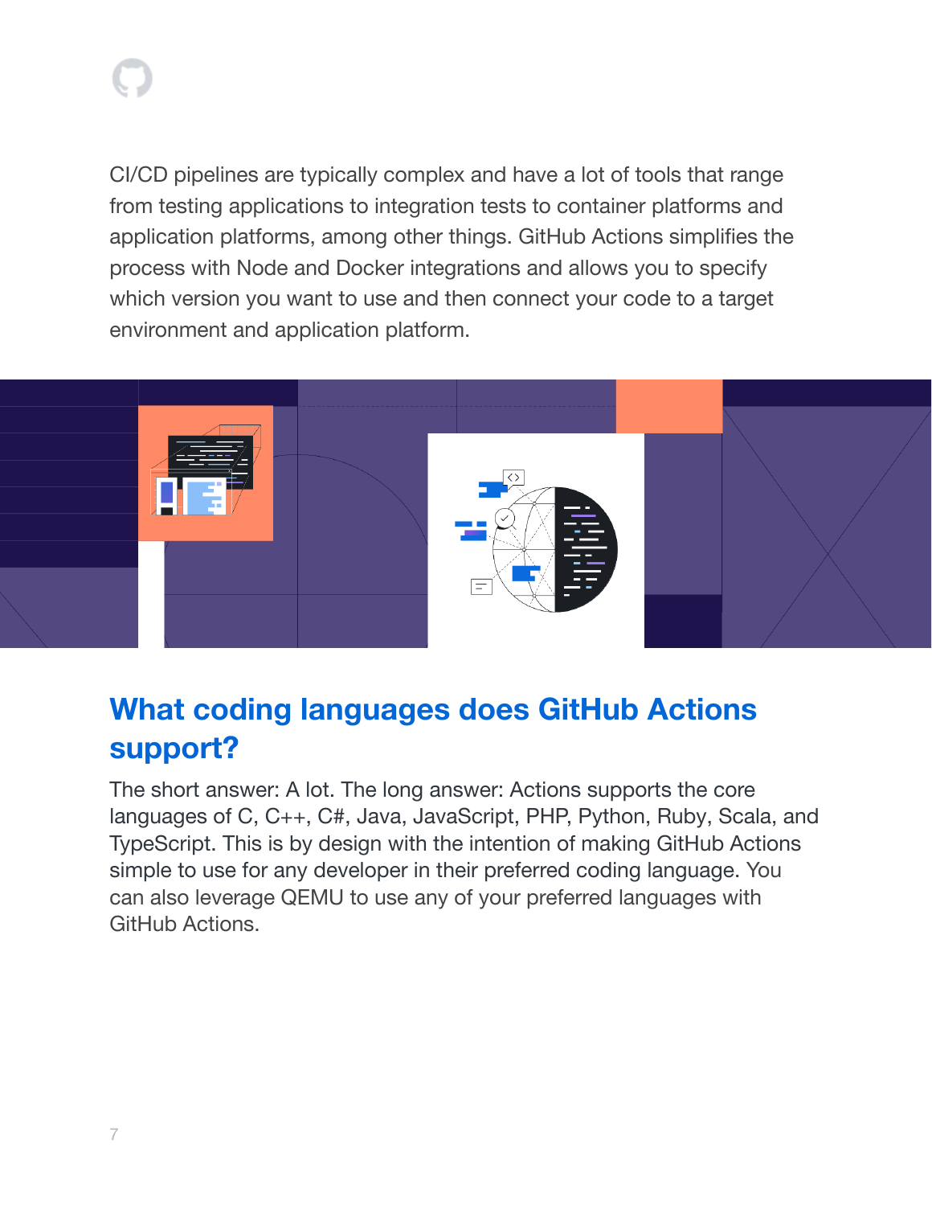CI/CD pipelines are typically complex and have a lot of tools that range from testing applications to integration tests to container platforms and application platforms, among other things. GitHub Actions simplifies the process with Node and Docker integrations and allows you to specify which version you want to use and then connect your code to a target environment and application platform.

## What coding languages does GitHub Actions support?

The short answer: A lot. The long answer: Actions supports the core languages of C, C++, C#, Java, JavaScript, PHP, Python, Ruby, Scala, and TypeScript. This is by design with the intention of making GitHub Actions simple to use for any developer in their preferred coding language. You can also leverage QEMU to use any of your preferred languages with GitHub Actions.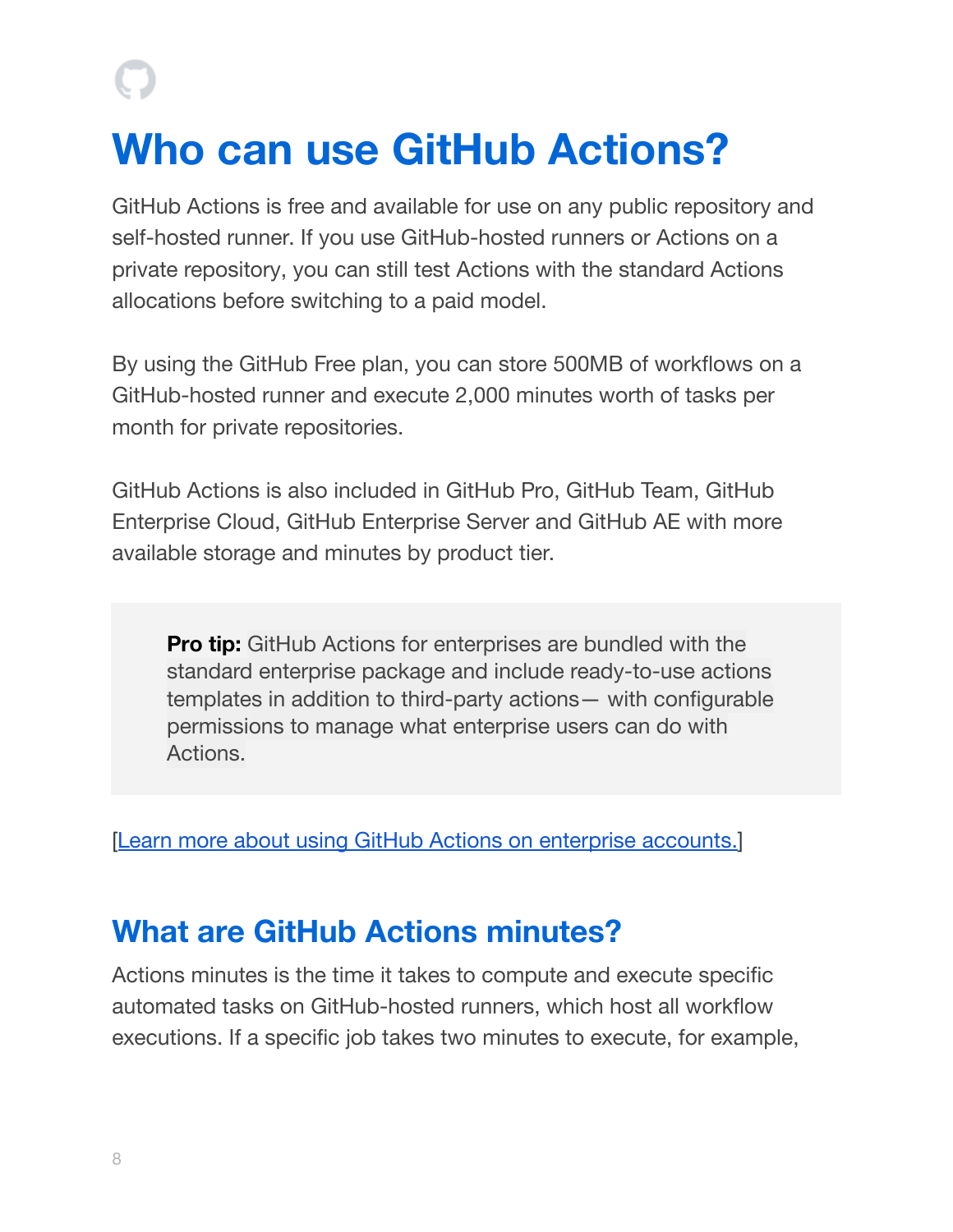# Who can use GitHub Actions?

GitHub Actions is free and available for use on any public repository and self-hosted runner. If you use GitHub-hosted runners or Actions on a private repository, you can still test Actions with the standard Actions allocations before switching to a paid model.

By using the GitHub Free plan, you can store 500MB of workflows on a GitHub-hosted runner and execute 2,000 minutes worth of tasks per month for private repositories.

GitHub Actions is also included in GitHub Pro, GitHub Team, GitHub Enterprise Cloud, GitHub Enterprise Server and GitHub AE with more available storage and minutes by product tier.

> **Pro tip:** GitHub Actions for enterprises are bundled with the standard enterprise package and include ready-to-use actions templates in addition to third-party actions— with configurable permissions to manage what enterprise users can do with Actions.

[Learn more about using GitHub Actions on enterprise accounts.]

## What are GitHub Actions minutes?

Actions minutes is the time it takes to compute and execute specific automated tasks on GitHub-hosted runners, which host all workflow executions. If a specific job takes two minutes to execute, for example,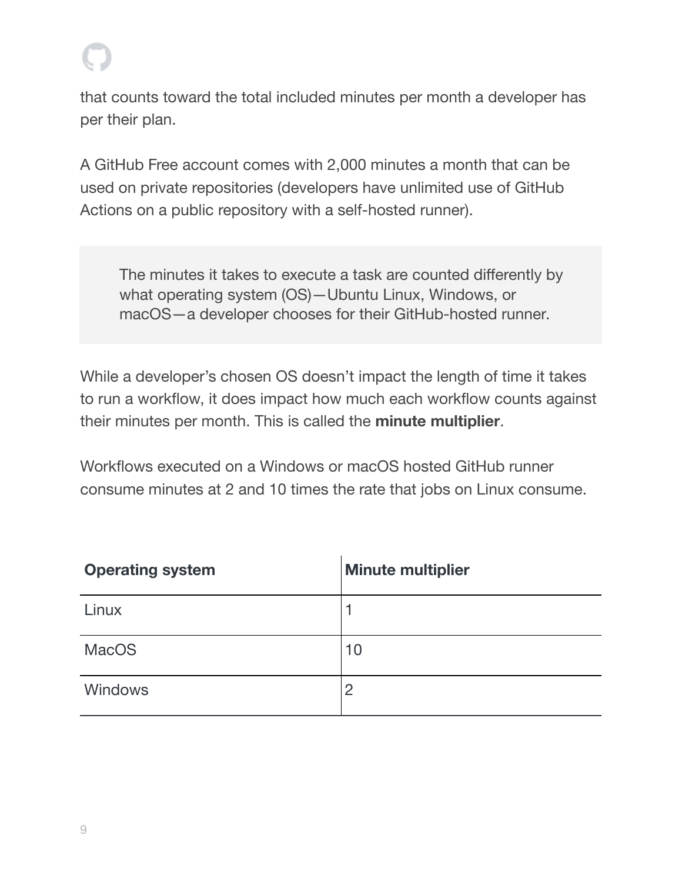that counts toward the total included minutes per month a developer has per their plan.

A GitHub Free account comes with 2,000 minutes a month that can be used on private repositories (developers have unlimited use of GitHub Actions on a public repository with a self-hosted runner).

> The minutes it takes to execute a task are counted differently by what operating system (OS)—Ubuntu Linux, Windows, or macOS—a developer chooses for their GitHub-hosted runner.

While a developer's chosen OS doesn't impact the length of time it takes to run a workflow, it does impact how much each workflow counts against their minutes per month. This is called the **minute multiplier**.

Workflows executed on a Windows or macOS hosted GitHub runner consume minutes at 2 and 10 times the rate that jobs on Linux consume.

| Operating system | Minute multiplier |
| --- | --- |
| Linux | 1 |
| MacOS | 10 |
| Windows | 2 |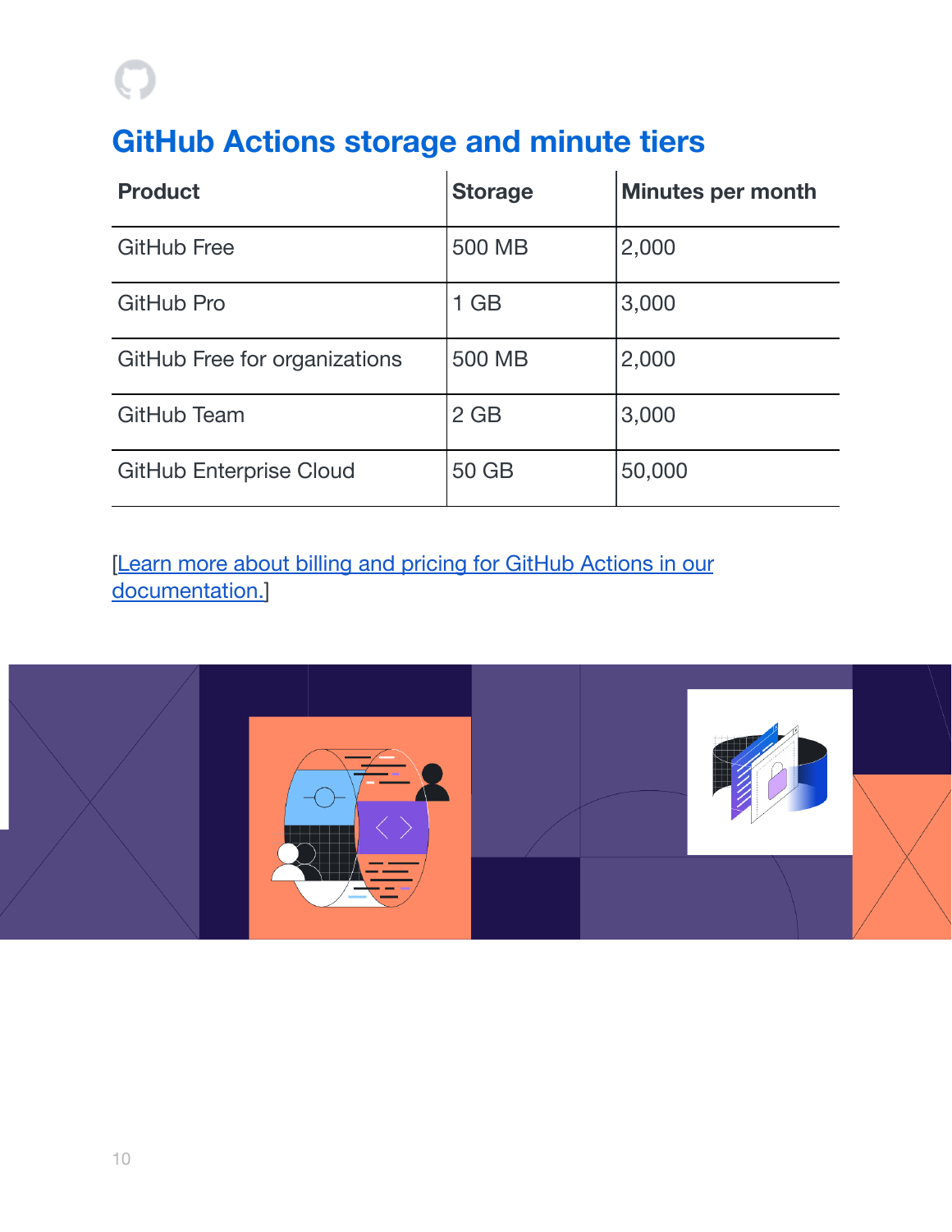## GitHub Actions storage and minute tiers

| Product | Storage | Minutes per month |
|---|---|---|
| GitHub Free | 500 MB | 2,000 |
| GitHub Pro | 1 GB | 3,000 |
| GitHub Free for organizations | 500 MB | 2,000 |
| GitHub Team | 2 GB | 3,000 |
| GitHub Enterprise Cloud | 50 GB | 50,000 |

[Learn more about billing and pricing for GitHub Actions in our documentation.]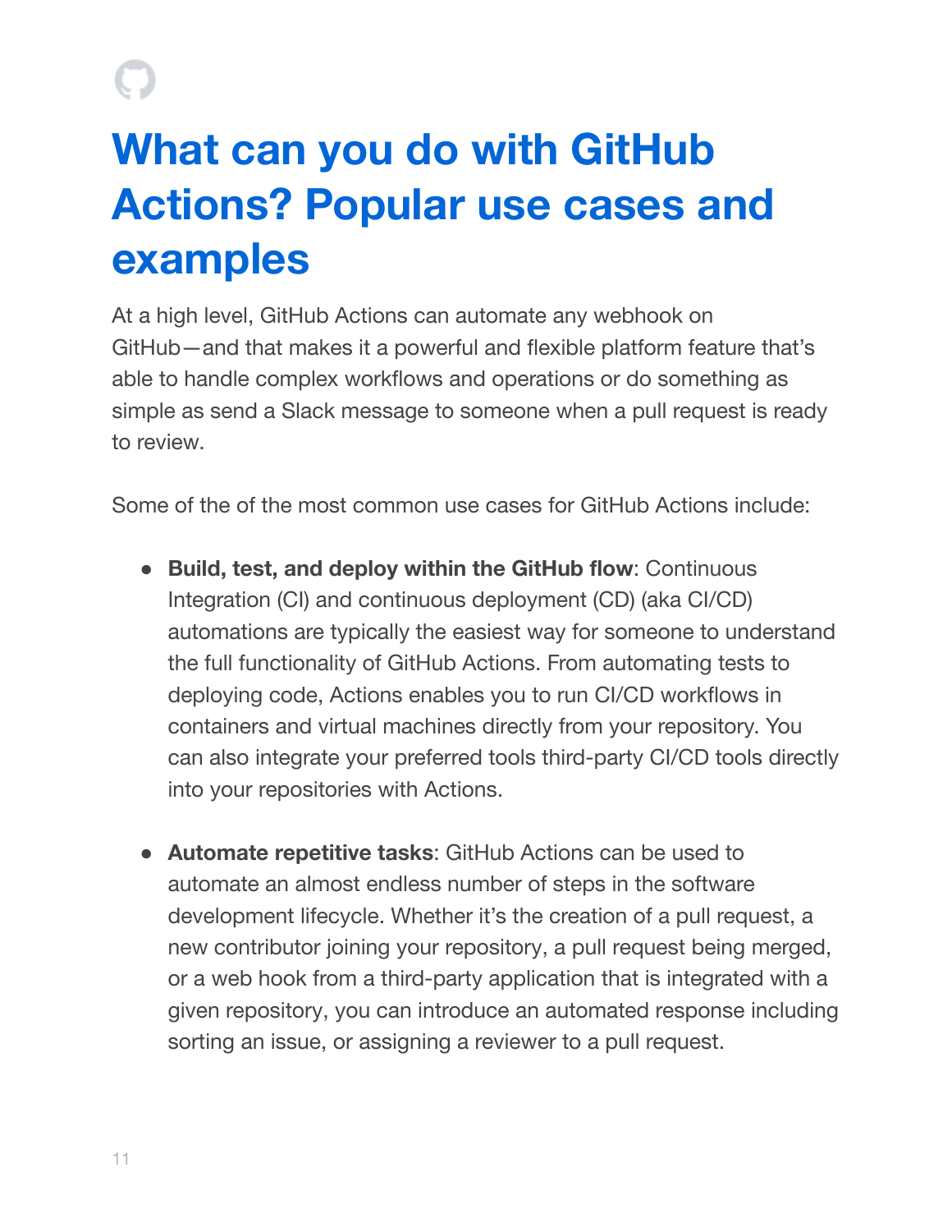# What can you do with GitHub Actions? Popular use cases and examples

At a high level, GitHub Actions can automate any webhook on GitHub—and that makes it a powerful and flexible platform feature that's able to handle complex workflows and operations or do something as simple as send a Slack message to someone when a pull request is ready to review.

Some of the of the most common use cases for GitHub Actions include:

- **Build, test, and deploy within the GitHub flow**: Continuous Integration (CI) and continuous deployment (CD) (aka CI/CD) automations are typically the easiest way for someone to understand the full functionality of GitHub Actions. From automating tests to deploying code, Actions enables you to run CI/CD workflows in containers and virtual machines directly from your repository. You can also integrate your preferred tools third-party CI/CD tools directly into your repositories with Actions.

- **Automate repetitive tasks**: GitHub Actions can be used to automate an almost endless number of steps in the software development lifecycle. Whether it's the creation of a pull request, a new contributor joining your repository, a pull request being merged, or a web hook from a third-party application that is integrated with a given repository, you can introduce an automated response including sorting an issue, or assigning a reviewer to a pull request.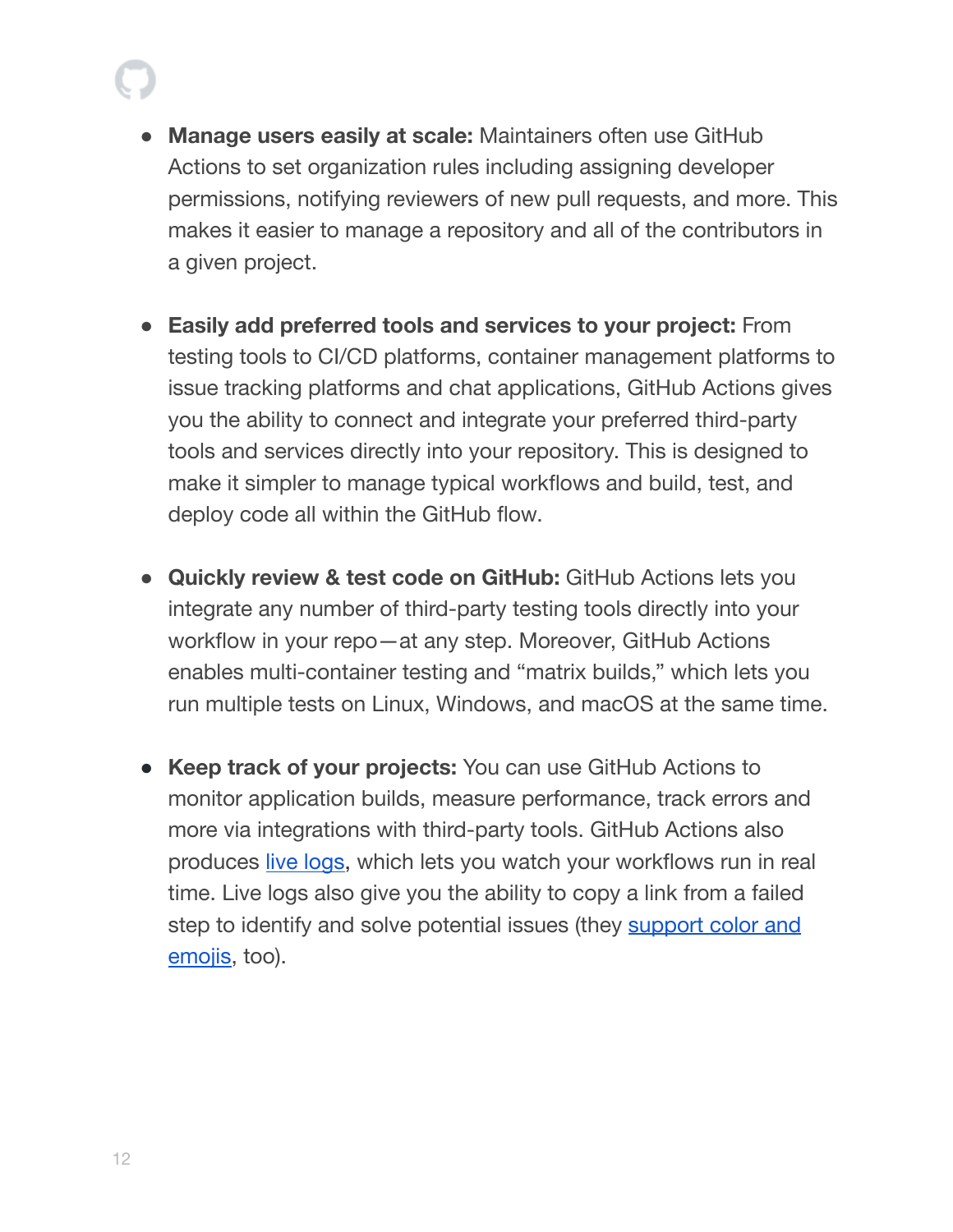- **Manage users easily at scale:** Maintainers often use GitHub Actions to set organization rules including assigning developer permissions, notifying reviewers of new pull requests, and more. This makes it easier to manage a repository and all of the contributors in a given project.

- **Easily add preferred tools and services to your project:** From testing tools to CI/CD platforms, container management platforms to issue tracking platforms and chat applications, GitHub Actions gives you the ability to connect and integrate your preferred third-party tools and services directly into your repository. This is designed to make it simpler to manage typical workflows and build, test, and deploy code all within the GitHub flow.

- **Quickly review & test code on GitHub:** GitHub Actions lets you integrate any number of third-party testing tools directly into your workflow in your repo—at any step. Moreover, GitHub Actions enables multi-container testing and "matrix builds," which lets you run multiple tests on Linux, Windows, and macOS at the same time.

- **Keep track of your projects:** You can use GitHub Actions to monitor application builds, measure performance, track errors and more via integrations with third-party tools. GitHub Actions also produces live logs, which lets you watch your workflows run in real time. Live logs also give you the ability to copy a link from a failed step to identify and solve potential issues (they support color and emojis, too).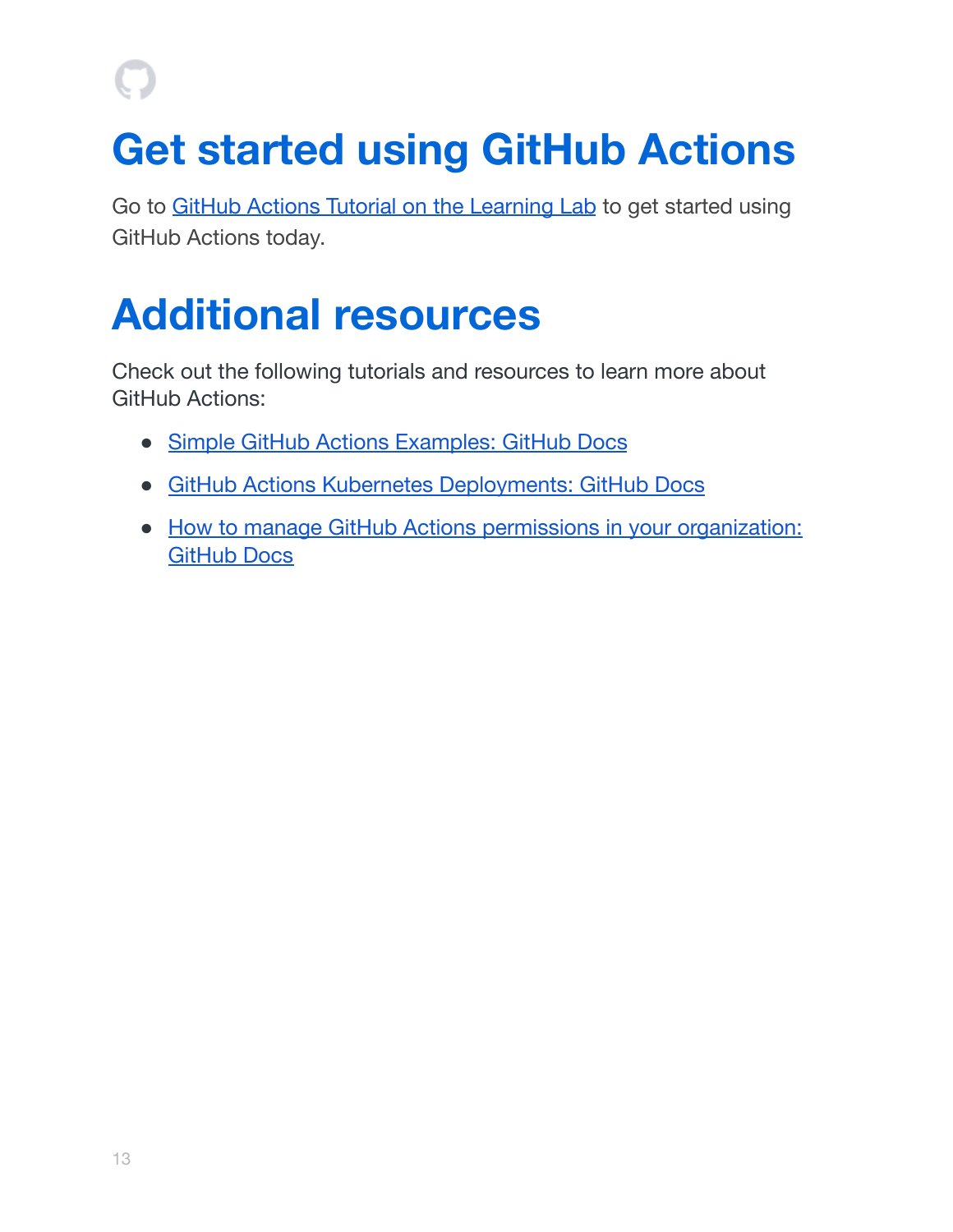# Get started using GitHub Actions

Go to GitHub Actions Tutorial on the Learning Lab to get started using GitHub Actions today.

# Additional resources

Check out the following tutorials and resources to learn more about GitHub Actions:

- Simple GitHub Actions Examples: GitHub Docs
- GitHub Actions Kubernetes Deployments: GitHub Docs
- How to manage GitHub Actions permissions in your organization: GitHub Docs